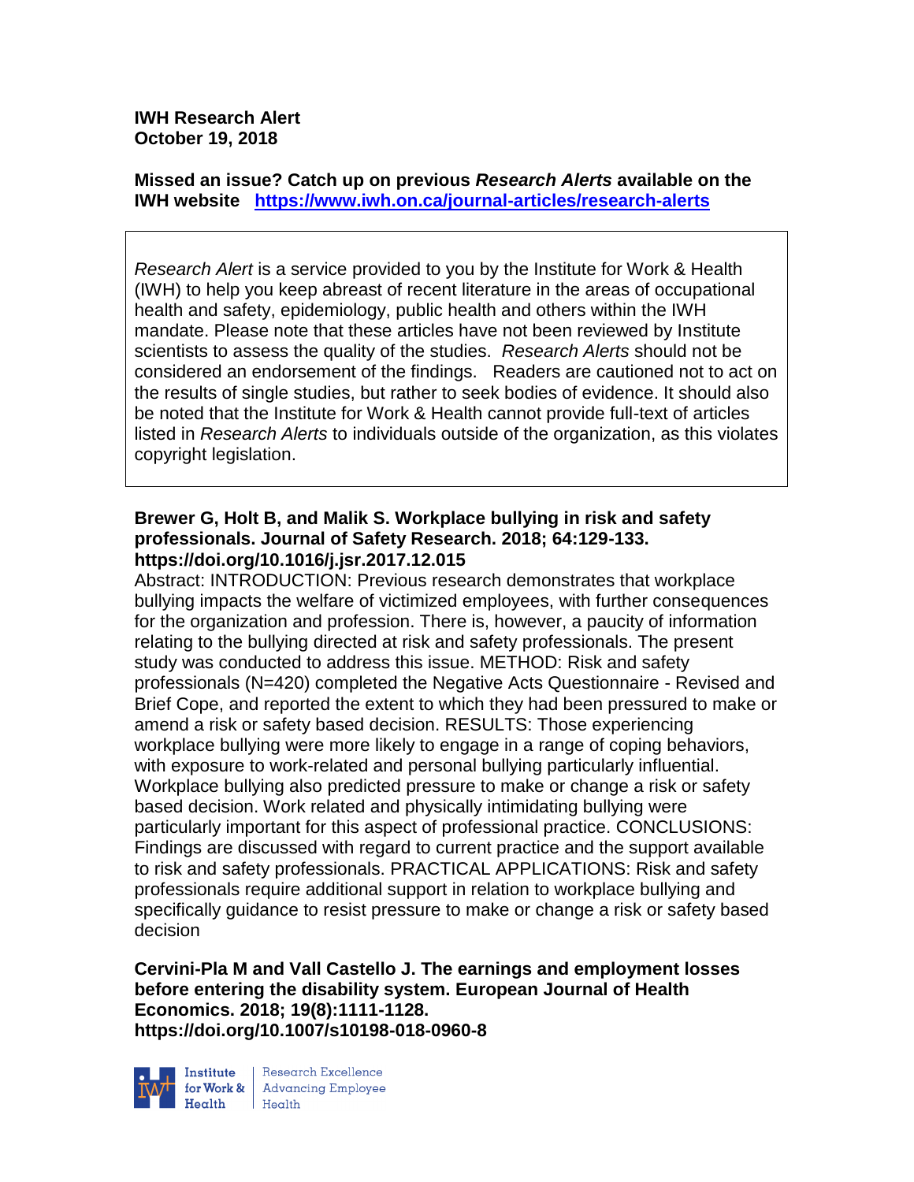**IWH Research Alert**
**October 19, 2018**

**Missed an issue? Catch up on previous *Research Alerts* available on the IWH website** **https://www.iwh.on.ca/journal-articles/research-alerts**

*Research Alert* is a service provided to you by the Institute for Work & Health (IWH) to help you keep abreast of recent literature in the areas of occupational health and safety, epidemiology, public health and others within the IWH mandate. Please note that these articles have not been reviewed by Institute scientists to assess the quality of the studies. *Research Alerts* should not be considered an endorsement of the findings. Readers are cautioned not to act on the results of single studies, but rather to seek bodies of evidence. It should also be noted that the Institute for Work & Health cannot provide full-text of articles listed in *Research Alerts* to individuals outside of the organization, as this violates copyright legislation.

**Brewer G, Holt B, and Malik S. Workplace bullying in risk and safety professionals. Journal of Safety Research. 2018; 64:129-133. https://doi.org/10.1016/j.jsr.2017.12.015**

Abstract: INTRODUCTION: Previous research demonstrates that workplace bullying impacts the welfare of victimized employees, with further consequences for the organization and profession. There is, however, a paucity of information relating to the bullying directed at risk and safety professionals. The present study was conducted to address this issue. METHOD: Risk and safety professionals (N=420) completed the Negative Acts Questionnaire - Revised and Brief Cope, and reported the extent to which they had been pressured to make or amend a risk or safety based decision. RESULTS: Those experiencing workplace bullying were more likely to engage in a range of coping behaviors, with exposure to work-related and personal bullying particularly influential. Workplace bullying also predicted pressure to make or change a risk or safety based decision. Work related and physically intimidating bullying were particularly important for this aspect of professional practice. CONCLUSIONS: Findings are discussed with regard to current practice and the support available to risk and safety professionals. PRACTICAL APPLICATIONS: Risk and safety professionals require additional support in relation to workplace bullying and specifically guidance to resist pressure to make or change a risk or safety based decision

**Cervini-Pla M and Vall Castello J. The earnings and employment losses before entering the disability system. European Journal of Health Economics. 2018; 19(8):1111-1128. https://doi.org/10.1007/s10198-018-0960-8**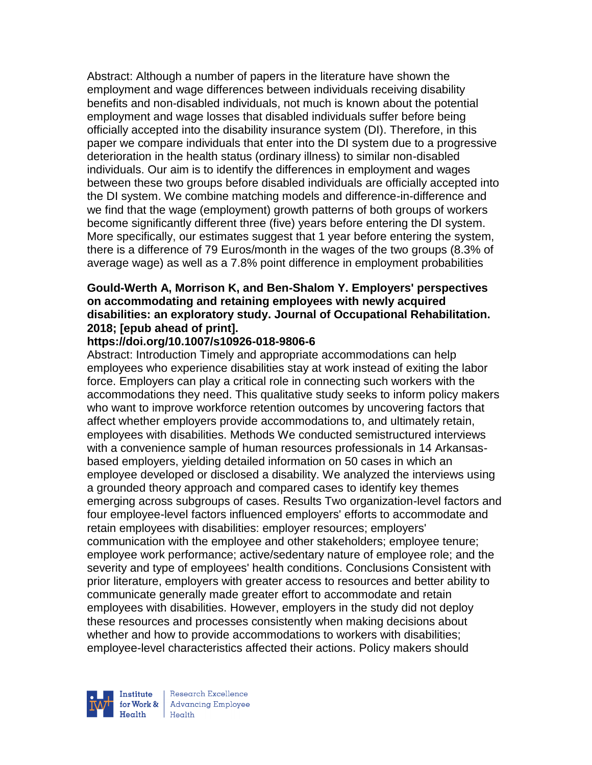Abstract: Although a number of papers in the literature have shown the employment and wage differences between individuals receiving disability benefits and non-disabled individuals, not much is known about the potential employment and wage losses that disabled individuals suffer before being officially accepted into the disability insurance system (DI). Therefore, in this paper we compare individuals that enter into the DI system due to a progressive deterioration in the health status (ordinary illness) to similar non-disabled individuals. Our aim is to identify the differences in employment and wages between these two groups before disabled individuals are officially accepted into the DI system. We combine matching models and difference-in-difference and we find that the wage (employment) growth patterns of both groups of workers become significantly different three (five) years before entering the DI system. More specifically, our estimates suggest that 1 year before entering the system, there is a difference of 79 Euros/month in the wages of the two groups (8.3% of average wage) as well as a 7.8% point difference in employment probabilities

**Gould-Werth A, Morrison K, and Ben-Shalom Y. Employers' perspectives on accommodating and retaining employees with newly acquired disabilities: an exploratory study. Journal of Occupational Rehabilitation. 2018; [epub ahead of print].**
**https://doi.org/10.1007/s10926-018-9806-6**

Abstract: Introduction Timely and appropriate accommodations can help employees who experience disabilities stay at work instead of exiting the labor force. Employers can play a critical role in connecting such workers with the accommodations they need. This qualitative study seeks to inform policy makers who want to improve workforce retention outcomes by uncovering factors that affect whether employers provide accommodations to, and ultimately retain, employees with disabilities. Methods We conducted semistructured interviews with a convenience sample of human resources professionals in 14 Arkansas-based employers, yielding detailed information on 50 cases in which an employee developed or disclosed a disability. We analyzed the interviews using a grounded theory approach and compared cases to identify key themes emerging across subgroups of cases. Results Two organization-level factors and four employee-level factors influenced employers' efforts to accommodate and retain employees with disabilities: employer resources; employers' communication with the employee and other stakeholders; employee tenure; employee work performance; active/sedentary nature of employee role; and the severity and type of employees' health conditions. Conclusions Consistent with prior literature, employers with greater access to resources and better ability to communicate generally made greater effort to accommodate and retain employees with disabilities. However, employers in the study did not deploy these resources and processes consistently when making decisions about whether and how to provide accommodations to workers with disabilities; employee-level characteristics affected their actions. Policy makers should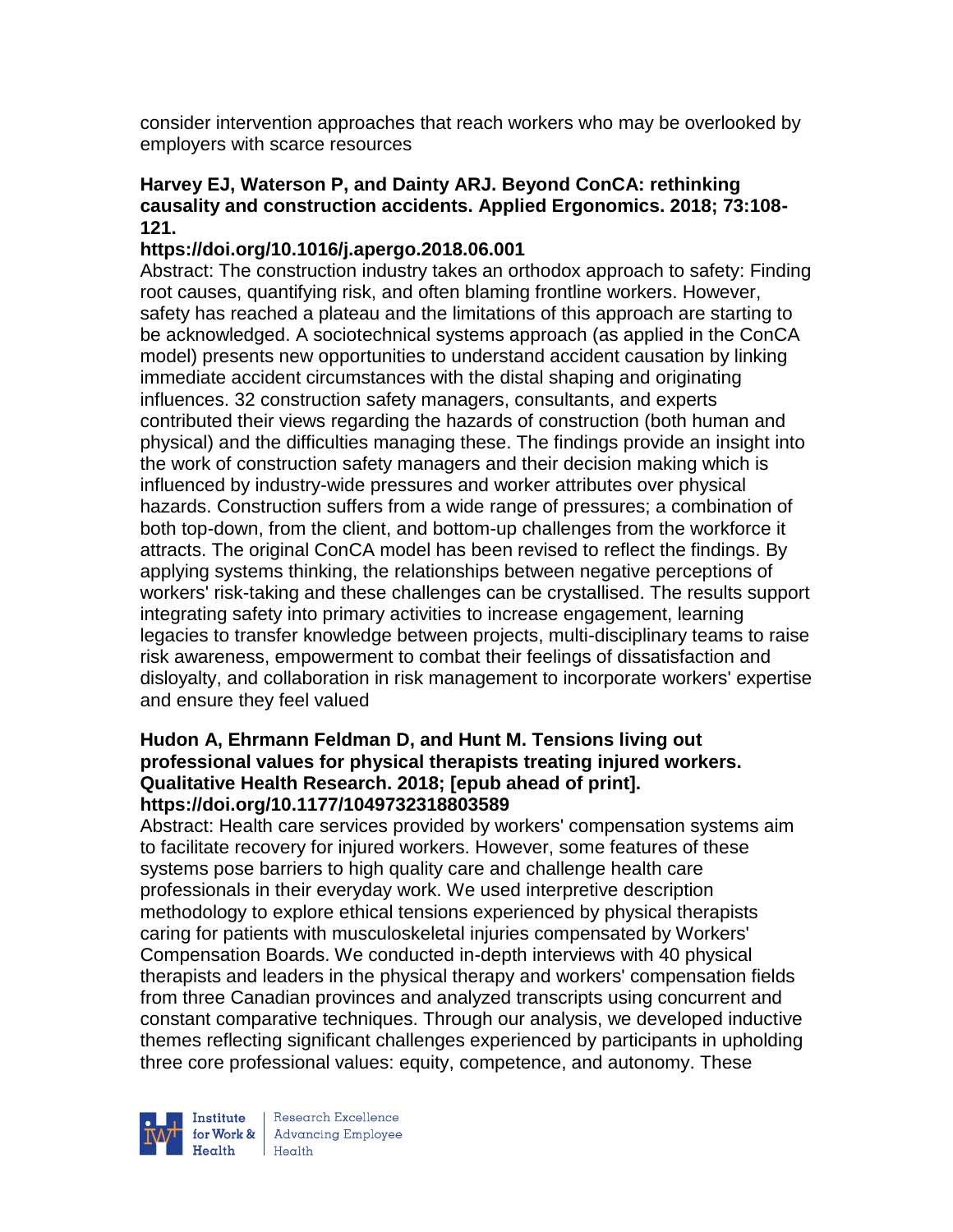consider intervention approaches that reach workers who may be overlooked by employers with scarce resources

**Harvey EJ, Waterson P, and Dainty ARJ. Beyond ConCA: rethinking causality and construction accidents. Applied Ergonomics. 2018; 73:108-121.**
**https://doi.org/10.1016/j.apergo.2018.06.001**

Abstract: The construction industry takes an orthodox approach to safety: Finding root causes, quantifying risk, and often blaming frontline workers. However, safety has reached a plateau and the limitations of this approach are starting to be acknowledged. A sociotechnical systems approach (as applied in the ConCA model) presents new opportunities to understand accident causation by linking immediate accident circumstances with the distal shaping and originating influences. 32 construction safety managers, consultants, and experts contributed their views regarding the hazards of construction (both human and physical) and the difficulties managing these. The findings provide an insight into the work of construction safety managers and their decision making which is influenced by industry-wide pressures and worker attributes over physical hazards. Construction suffers from a wide range of pressures; a combination of both top-down, from the client, and bottom-up challenges from the workforce it attracts. The original ConCA model has been revised to reflect the findings. By applying systems thinking, the relationships between negative perceptions of workers' risk-taking and these challenges can be crystallised. The results support integrating safety into primary activities to increase engagement, learning legacies to transfer knowledge between projects, multi-disciplinary teams to raise risk awareness, empowerment to combat their feelings of dissatisfaction and disloyalty, and collaboration in risk management to incorporate workers' expertise and ensure they feel valued

**Hudon A, Ehrmann Feldman D, and Hunt M. Tensions living out professional values for physical therapists treating injured workers. Qualitative Health Research. 2018; [epub ahead of print].**
**https://doi.org/10.1177/1049732318803589**

Abstract: Health care services provided by workers' compensation systems aim to facilitate recovery for injured workers. However, some features of these systems pose barriers to high quality care and challenge health care professionals in their everyday work. We used interpretive description methodology to explore ethical tensions experienced by physical therapists caring for patients with musculoskeletal injuries compensated by Workers' Compensation Boards. We conducted in-depth interviews with 40 physical therapists and leaders in the physical therapy and workers' compensation fields from three Canadian provinces and analyzed transcripts using concurrent and constant comparative techniques. Through our analysis, we developed inductive themes reflecting significant challenges experienced by participants in upholding three core professional values: equity, competence, and autonomy. These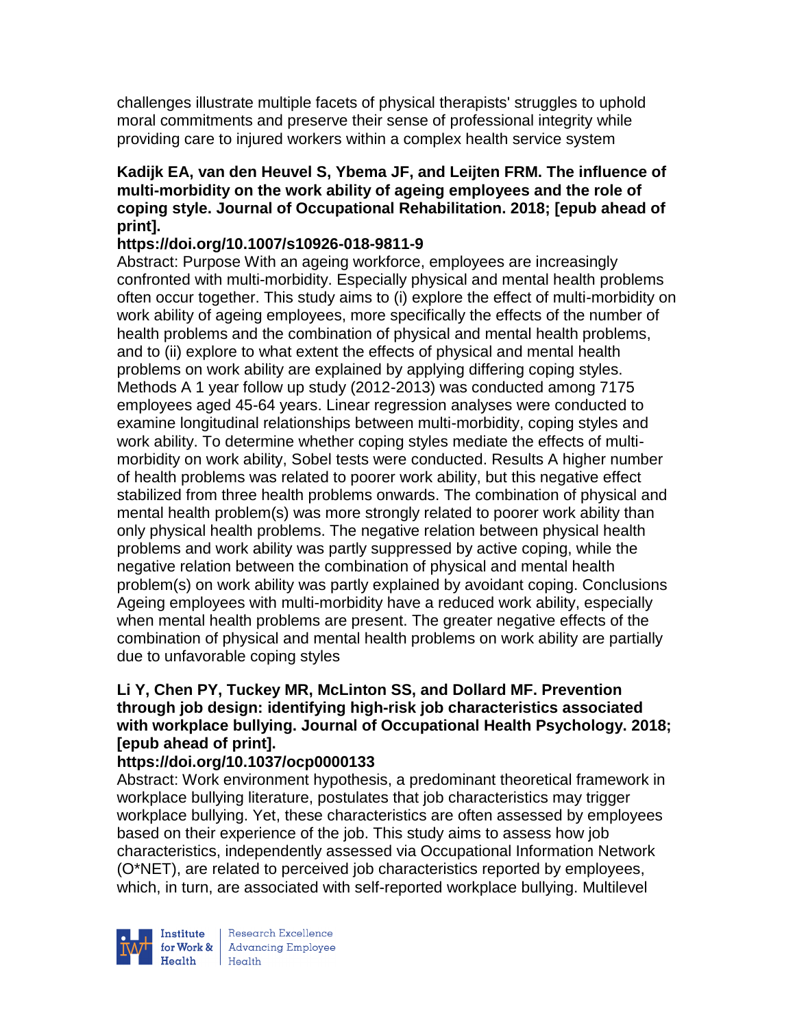challenges illustrate multiple facets of physical therapists' struggles to uphold moral commitments and preserve their sense of professional integrity while providing care to injured workers within a complex health service system

**Kadijk EA, van den Heuvel S, Ybema JF, and Leijten FRM. The influence of multi-morbidity on the work ability of ageing employees and the role of coping style. Journal of Occupational Rehabilitation. 2018; [epub ahead of print].**

**https://doi.org/10.1007/s10926-018-9811-9**

Abstract: Purpose With an ageing workforce, employees are increasingly confronted with multi-morbidity. Especially physical and mental health problems often occur together. This study aims to (i) explore the effect of multi-morbidity on work ability of ageing employees, more specifically the effects of the number of health problems and the combination of physical and mental health problems, and to (ii) explore to what extent the effects of physical and mental health problems on work ability are explained by applying differing coping styles. Methods A 1 year follow up study (2012-2013) was conducted among 7175 employees aged 45-64 years. Linear regression analyses were conducted to examine longitudinal relationships between multi-morbidity, coping styles and work ability. To determine whether coping styles mediate the effects of multi-morbidity on work ability, Sobel tests were conducted. Results A higher number of health problems was related to poorer work ability, but this negative effect stabilized from three health problems onwards. The combination of physical and mental health problem(s) was more strongly related to poorer work ability than only physical health problems. The negative relation between physical health problems and work ability was partly suppressed by active coping, while the negative relation between the combination of physical and mental health problem(s) on work ability was partly explained by avoidant coping. Conclusions Ageing employees with multi-morbidity have a reduced work ability, especially when mental health problems are present. The greater negative effects of the combination of physical and mental health problems on work ability are partially due to unfavorable coping styles

**Li Y, Chen PY, Tuckey MR, McLinton SS, and Dollard MF. Prevention through job design: identifying high-risk job characteristics associated with workplace bullying. Journal of Occupational Health Psychology. 2018; [epub ahead of print].**

**https://doi.org/10.1037/ocp0000133**

Abstract: Work environment hypothesis, a predominant theoretical framework in workplace bullying literature, postulates that job characteristics may trigger workplace bullying. Yet, these characteristics are often assessed by employees based on their experience of the job. This study aims to assess how job characteristics, independently assessed via Occupational Information Network (O*NET), are related to perceived job characteristics reported by employees, which, in turn, are associated with self-reported workplace bullying. Multilevel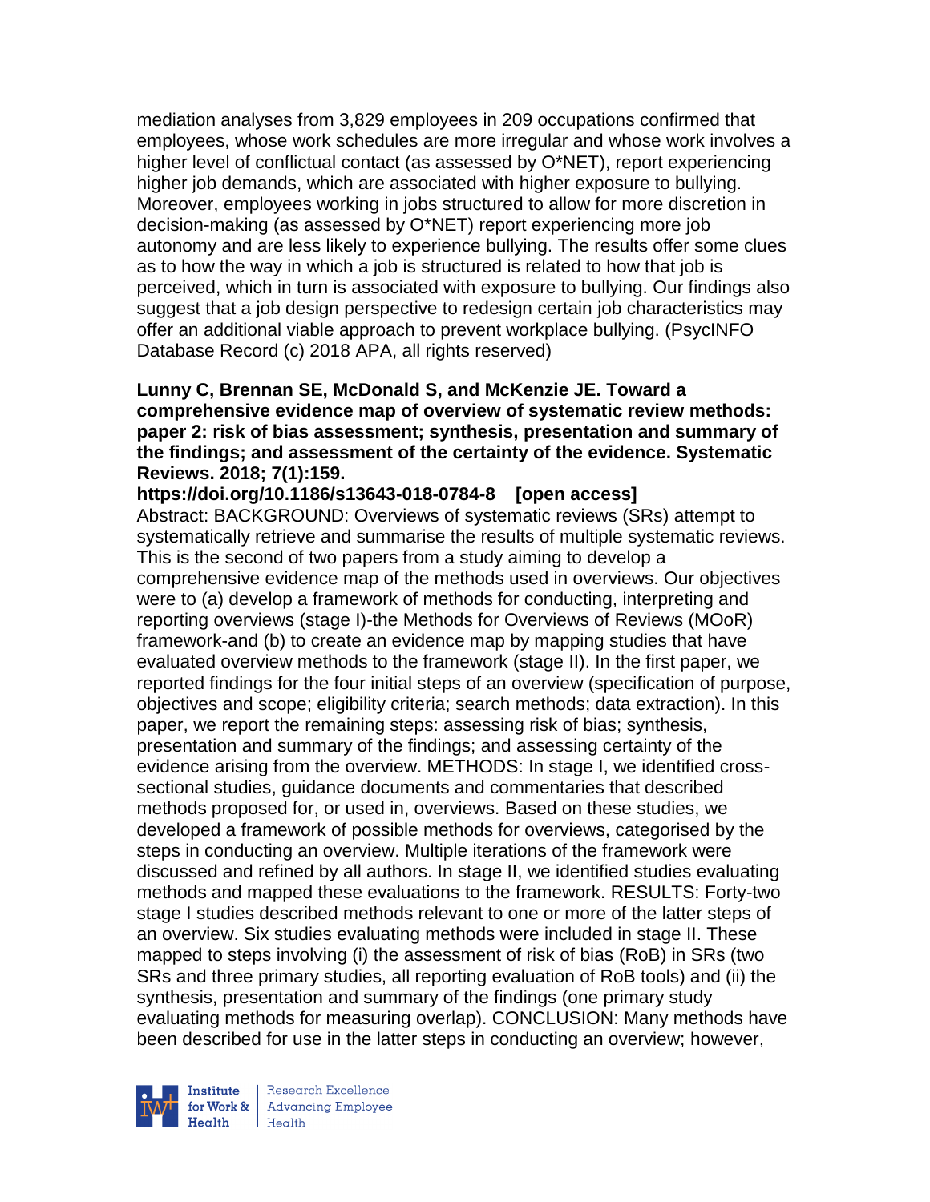mediation analyses from 3,829 employees in 209 occupations confirmed that employees, whose work schedules are more irregular and whose work involves a higher level of conflictual contact (as assessed by O*NET), report experiencing higher job demands, which are associated with higher exposure to bullying. Moreover, employees working in jobs structured to allow for more discretion in decision-making (as assessed by O*NET) report experiencing more job autonomy and are less likely to experience bullying. The results offer some clues as to how the way in which a job is structured is related to how that job is perceived, which in turn is associated with exposure to bullying. Our findings also suggest that a job design perspective to redesign certain job characteristics may offer an additional viable approach to prevent workplace bullying. (PsycINFO Database Record (c) 2018 APA, all rights reserved)

**Lunny C, Brennan SE, McDonald S, and McKenzie JE. Toward a comprehensive evidence map of overview of systematic review methods: paper 2: risk of bias assessment; synthesis, presentation and summary of the findings; and assessment of the certainty of the evidence. Systematic Reviews. 2018; 7(1):159.**

**https://doi.org/10.1186/s13643-018-0784-8 [open access]**

Abstract: BACKGROUND: Overviews of systematic reviews (SRs) attempt to systematically retrieve and summarise the results of multiple systematic reviews. This is the second of two papers from a study aiming to develop a comprehensive evidence map of the methods used in overviews. Our objectives were to (a) develop a framework of methods for conducting, interpreting and reporting overviews (stage I)-the Methods for Overviews of Reviews (MOoR) framework-and (b) to create an evidence map by mapping studies that have evaluated overview methods to the framework (stage II). In the first paper, we reported findings for the four initial steps of an overview (specification of purpose, objectives and scope; eligibility criteria; search methods; data extraction). In this paper, we report the remaining steps: assessing risk of bias; synthesis, presentation and summary of the findings; and assessing certainty of the evidence arising from the overview. METHODS: In stage I, we identified cross-sectional studies, guidance documents and commentaries that described methods proposed for, or used in, overviews. Based on these studies, we developed a framework of possible methods for overviews, categorised by the steps in conducting an overview. Multiple iterations of the framework were discussed and refined by all authors. In stage II, we identified studies evaluating methods and mapped these evaluations to the framework. RESULTS: Forty-two stage I studies described methods relevant to one or more of the latter steps of an overview. Six studies evaluating methods were included in stage II. These mapped to steps involving (i) the assessment of risk of bias (RoB) in SRs (two SRs and three primary studies, all reporting evaluation of RoB tools) and (ii) the synthesis, presentation and summary of the findings (one primary study evaluating methods for measuring overlap). CONCLUSION: Many methods have been described for use in the latter steps in conducting an overview; however,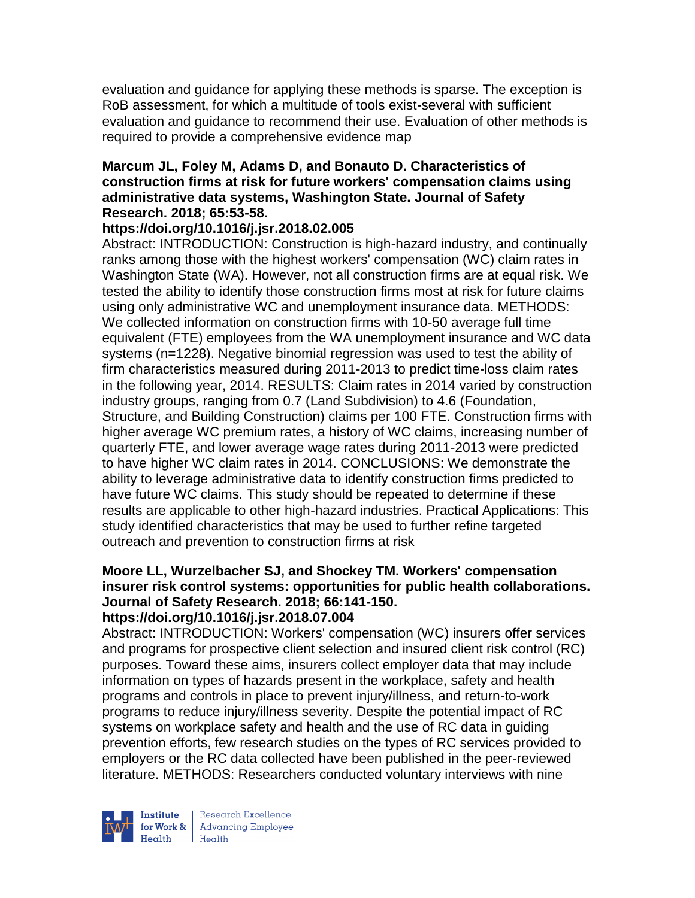evaluation and guidance for applying these methods is sparse. The exception is RoB assessment, for which a multitude of tools exist-several with sufficient evaluation and guidance to recommend their use. Evaluation of other methods is required to provide a comprehensive evidence map

**Marcum JL, Foley M, Adams D, and Bonauto D. Characteristics of construction firms at risk for future workers' compensation claims using administrative data systems, Washington State. Journal of Safety Research. 2018; 65:53-58.**

**https://doi.org/10.1016/j.jsr.2018.02.005**

Abstract: INTRODUCTION: Construction is high-hazard industry, and continually ranks among those with the highest workers' compensation (WC) claim rates in Washington State (WA). However, not all construction firms are at equal risk. We tested the ability to identify those construction firms most at risk for future claims using only administrative WC and unemployment insurance data. METHODS: We collected information on construction firms with 10-50 average full time equivalent (FTE) employees from the WA unemployment insurance and WC data systems (n=1228). Negative binomial regression was used to test the ability of firm characteristics measured during 2011-2013 to predict time-loss claim rates in the following year, 2014. RESULTS: Claim rates in 2014 varied by construction industry groups, ranging from 0.7 (Land Subdivision) to 4.6 (Foundation, Structure, and Building Construction) claims per 100 FTE. Construction firms with higher average WC premium rates, a history of WC claims, increasing number of quarterly FTE, and lower average wage rates during 2011-2013 were predicted to have higher WC claim rates in 2014. CONCLUSIONS: We demonstrate the ability to leverage administrative data to identify construction firms predicted to have future WC claims. This study should be repeated to determine if these results are applicable to other high-hazard industries. Practical Applications: This study identified characteristics that may be used to further refine targeted outreach and prevention to construction firms at risk

**Moore LL, Wurzelbacher SJ, and Shockey TM. Workers' compensation insurer risk control systems: opportunities for public health collaborations. Journal of Safety Research. 2018; 66:141-150.**

**https://doi.org/10.1016/j.jsr.2018.07.004**

Abstract: INTRODUCTION: Workers' compensation (WC) insurers offer services and programs for prospective client selection and insured client risk control (RC) purposes. Toward these aims, insurers collect employer data that may include information on types of hazards present in the workplace, safety and health programs and controls in place to prevent injury/illness, and return-to-work programs to reduce injury/illness severity. Despite the potential impact of RC systems on workplace safety and health and the use of RC data in guiding prevention efforts, few research studies on the types of RC services provided to employers or the RC data collected have been published in the peer-reviewed literature. METHODS: Researchers conducted voluntary interviews with nine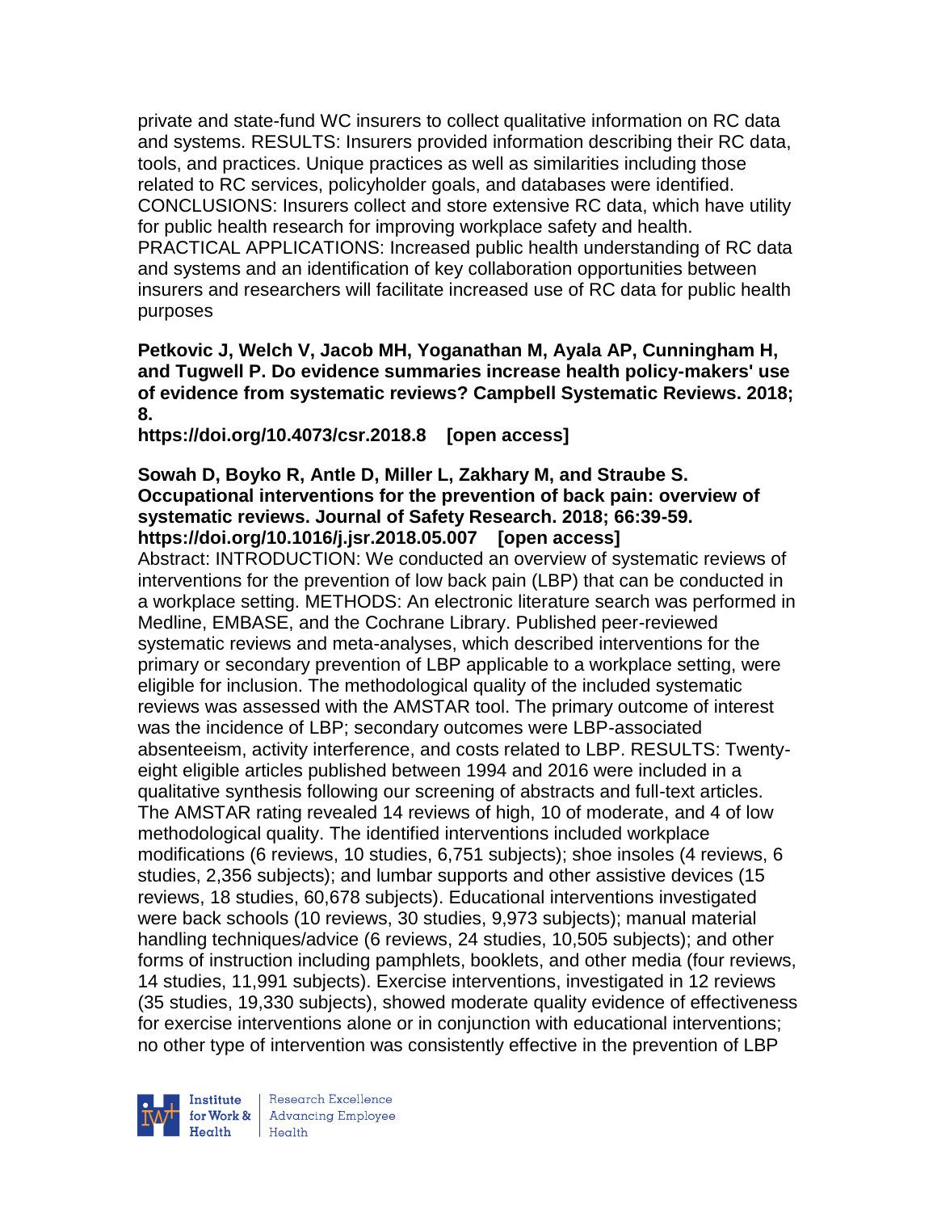private and state-fund WC insurers to collect qualitative information on RC data and systems. RESULTS: Insurers provided information describing their RC data, tools, and practices. Unique practices as well as similarities including those related to RC services, policyholder goals, and databases were identified. CONCLUSIONS: Insurers collect and store extensive RC data, which have utility for public health research for improving workplace safety and health. PRACTICAL APPLICATIONS: Increased public health understanding of RC data and systems and an identification of key collaboration opportunities between insurers and researchers will facilitate increased use of RC data for public health purposes

**Petkovic J, Welch V, Jacob MH, Yoganathan M, Ayala AP, Cunningham H, and Tugwell P. Do evidence summaries increase health policy-makers' use of evidence from systematic reviews? Campbell Systematic Reviews. 2018; 8.**
**https://doi.org/10.4073/csr.2018.8 [open access]**

**Sowah D, Boyko R, Antle D, Miller L, Zakhary M, and Straube S. Occupational interventions for the prevention of back pain: overview of systematic reviews. Journal of Safety Research. 2018; 66:39-59.**
**https://doi.org/10.1016/j.jsr.2018.05.007 [open access]**
Abstract: INTRODUCTION: We conducted an overview of systematic reviews of interventions for the prevention of low back pain (LBP) that can be conducted in a workplace setting. METHODS: An electronic literature search was performed in Medline, EMBASE, and the Cochrane Library. Published peer-reviewed systematic reviews and meta-analyses, which described interventions for the primary or secondary prevention of LBP applicable to a workplace setting, were eligible for inclusion. The methodological quality of the included systematic reviews was assessed with the AMSTAR tool. The primary outcome of interest was the incidence of LBP; secondary outcomes were LBP-associated absenteeism, activity interference, and costs related to LBP. RESULTS: Twenty-eight eligible articles published between 1994 and 2016 were included in a qualitative synthesis following our screening of abstracts and full-text articles. The AMSTAR rating revealed 14 reviews of high, 10 of moderate, and 4 of low methodological quality. The identified interventions included workplace modifications (6 reviews, 10 studies, 6,751 subjects); shoe insoles (4 reviews, 6 studies, 2,356 subjects); and lumbar supports and other assistive devices (15 reviews, 18 studies, 60,678 subjects). Educational interventions investigated were back schools (10 reviews, 30 studies, 9,973 subjects); manual material handling techniques/advice (6 reviews, 24 studies, 10,505 subjects); and other forms of instruction including pamphlets, booklets, and other media (four reviews, 14 studies, 11,991 subjects). Exercise interventions, investigated in 12 reviews (35 studies, 19,330 subjects), showed moderate quality evidence of effectiveness for exercise interventions alone or in conjunction with educational interventions; no other type of intervention was consistently effective in the prevention of LBP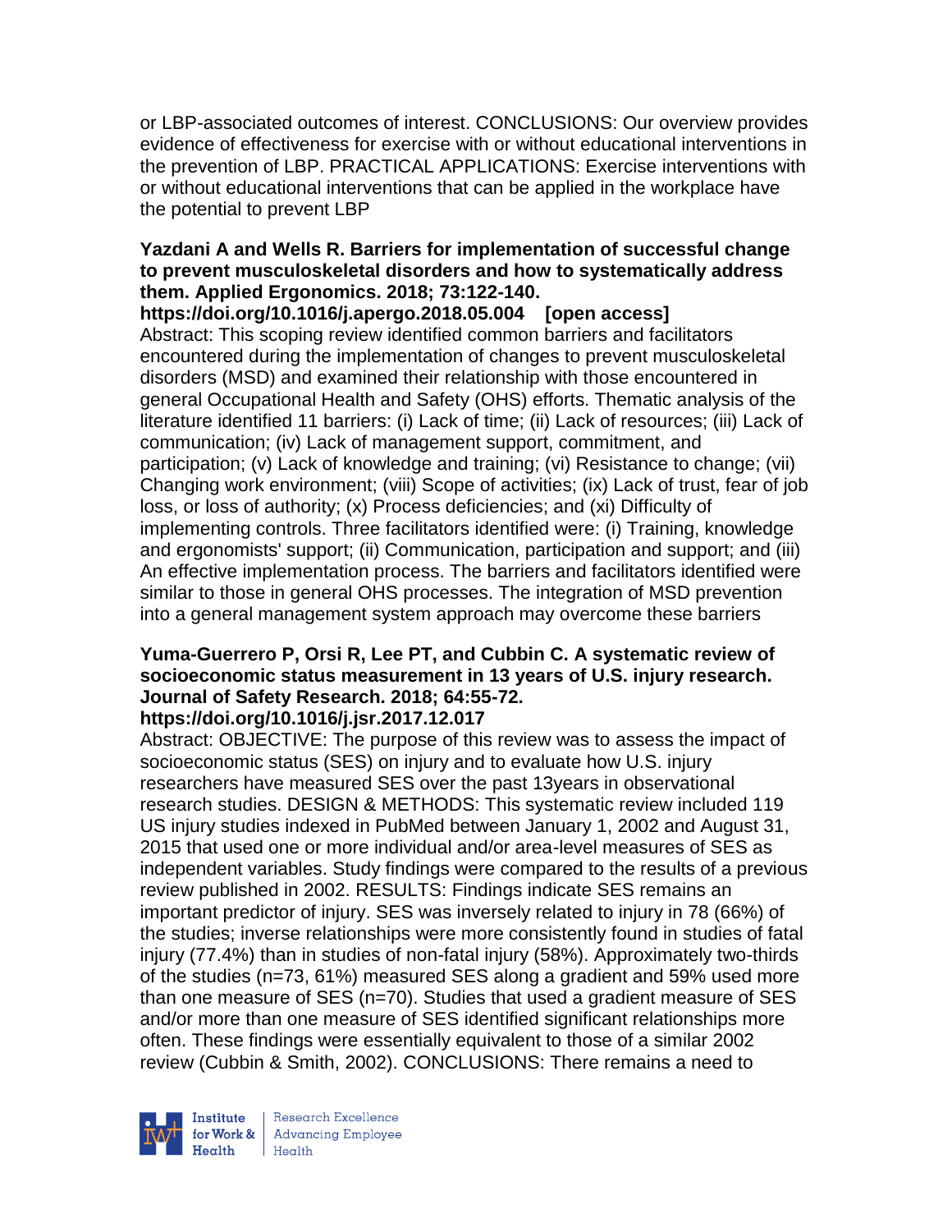or LBP-associated outcomes of interest. CONCLUSIONS: Our overview provides evidence of effectiveness for exercise with or without educational interventions in the prevention of LBP. PRACTICAL APPLICATIONS: Exercise interventions with or without educational interventions that can be applied in the workplace have the potential to prevent LBP

**Yazdani A and Wells R. Barriers for implementation of successful change to prevent musculoskeletal disorders and how to systematically address them. Applied Ergonomics. 2018; 73:122-140.**
**https://doi.org/10.1016/j.apergo.2018.05.004 [open access]**
Abstract: This scoping review identified common barriers and facilitators encountered during the implementation of changes to prevent musculoskeletal disorders (MSD) and examined their relationship with those encountered in general Occupational Health and Safety (OHS) efforts. Thematic analysis of the literature identified 11 barriers: (i) Lack of time; (ii) Lack of resources; (iii) Lack of communication; (iv) Lack of management support, commitment, and participation; (v) Lack of knowledge and training; (vi) Resistance to change; (vii) Changing work environment; (viii) Scope of activities; (ix) Lack of trust, fear of job loss, or loss of authority; (x) Process deficiencies; and (xi) Difficulty of implementing controls. Three facilitators identified were: (i) Training, knowledge and ergonomists' support; (ii) Communication, participation and support; and (iii) An effective implementation process. The barriers and facilitators identified were similar to those in general OHS processes. The integration of MSD prevention into a general management system approach may overcome these barriers

**Yuma-Guerrero P, Orsi R, Lee PT, and Cubbin C. A systematic review of socioeconomic status measurement in 13 years of U.S. injury research. Journal of Safety Research. 2018; 64:55-72.**
**https://doi.org/10.1016/j.jsr.2017.12.017**
Abstract: OBJECTIVE: The purpose of this review was to assess the impact of socioeconomic status (SES) on injury and to evaluate how U.S. injury researchers have measured SES over the past 13years in observational research studies. DESIGN & METHODS: This systematic review included 119 US injury studies indexed in PubMed between January 1, 2002 and August 31, 2015 that used one or more individual and/or area-level measures of SES as independent variables. Study findings were compared to the results of a previous review published in 2002. RESULTS: Findings indicate SES remains an important predictor of injury. SES was inversely related to injury in 78 (66%) of the studies; inverse relationships were more consistently found in studies of fatal injury (77.4%) than in studies of non-fatal injury (58%). Approximately two-thirds of the studies (n=73, 61%) measured SES along a gradient and 59% used more than one measure of SES (n=70). Studies that used a gradient measure of SES and/or more than one measure of SES identified significant relationships more often. These findings were essentially equivalent to those of a similar 2002 review (Cubbin & Smith, 2002). CONCLUSIONS: There remains a need to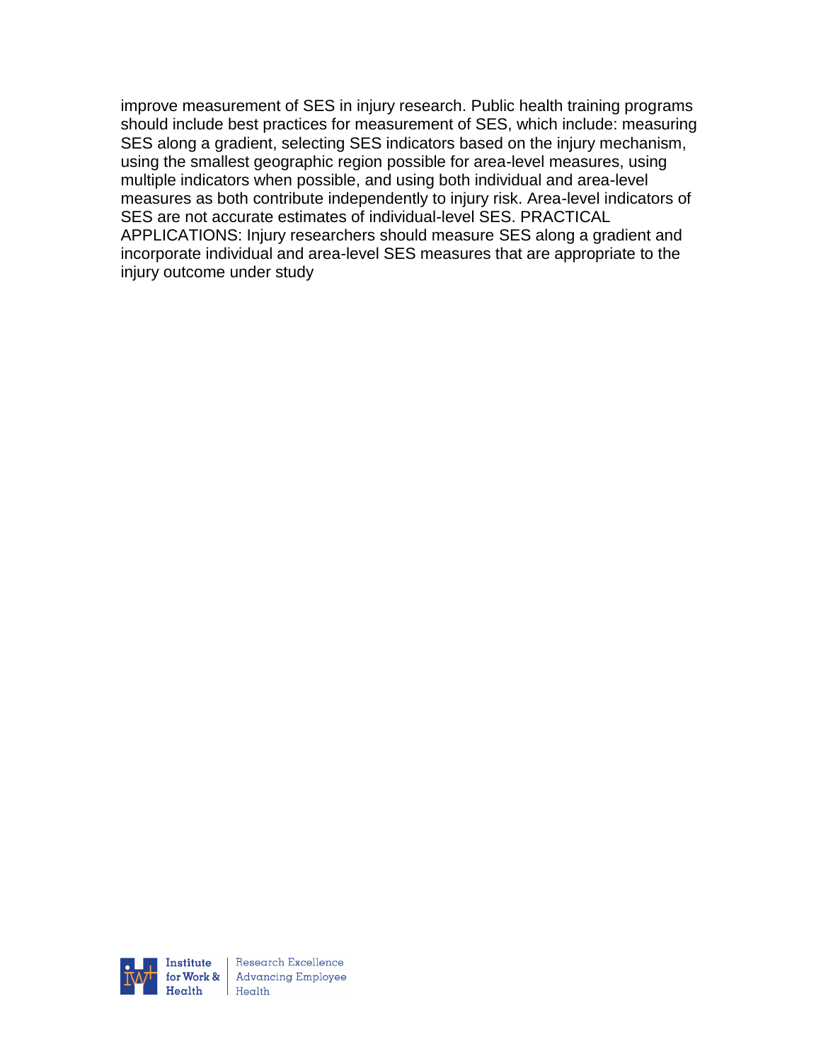improve measurement of SES in injury research. Public health training programs should include best practices for measurement of SES, which include: measuring SES along a gradient, selecting SES indicators based on the injury mechanism, using the smallest geographic region possible for area-level measures, using multiple indicators when possible, and using both individual and area-level measures as both contribute independently to injury risk. Area-level indicators of SES are not accurate estimates of individual-level SES. PRACTICAL APPLICATIONS: Injury researchers should measure SES along a gradient and incorporate individual and area-level SES measures that are appropriate to the injury outcome under study